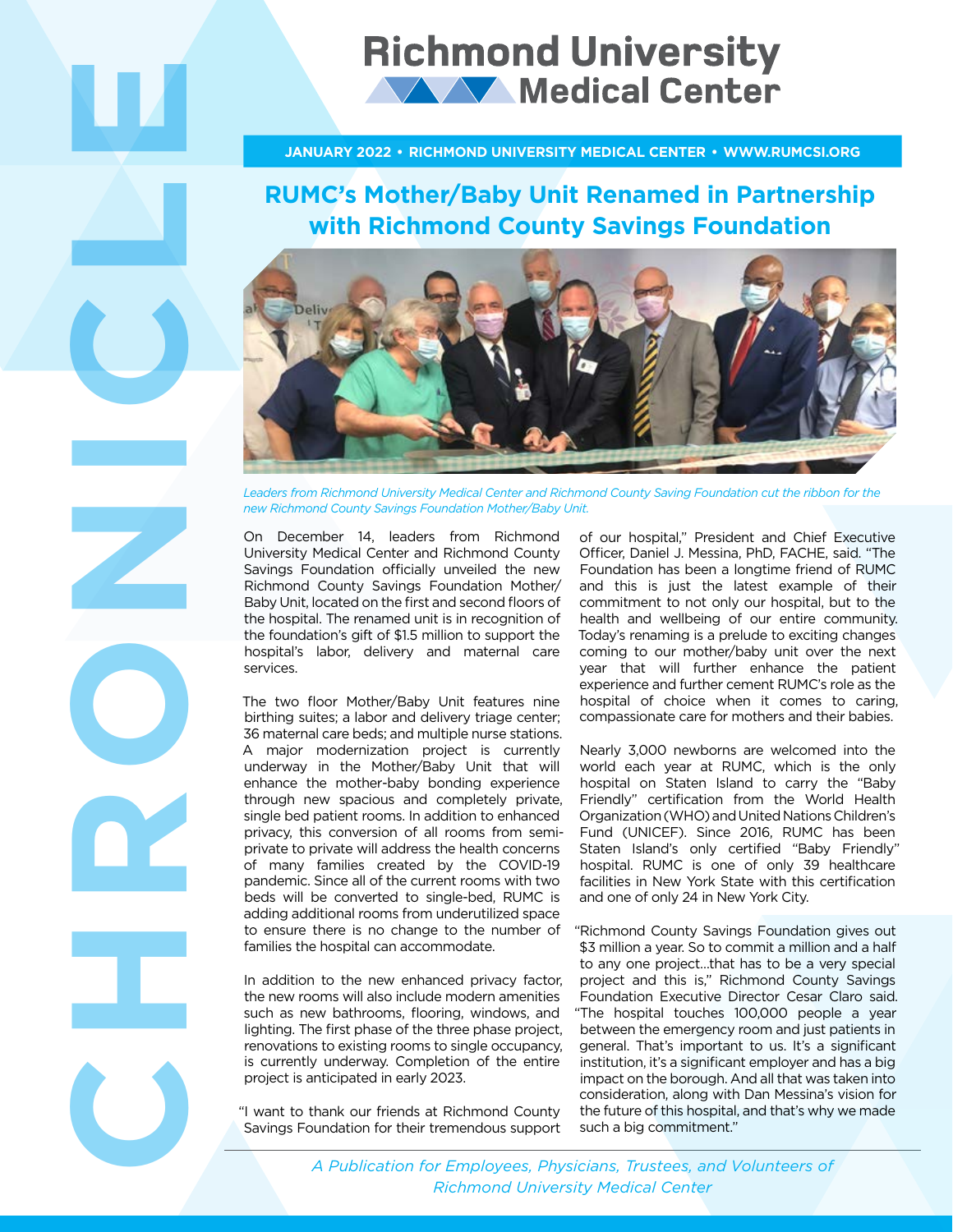# Richmond University Medical Center

# CHRONICLE

**JANUARY 2022 • RICHMOND UNIVERSITY MEDICAL CENTER • WWW.RUMCSI.ORG**

## RUMC's Mother/Baby Unit Renamed in Partnership with Richmond County Savings Foundation

*Leaders from Richmond University Medical Center and Richmond County Saving Foundation cut the ribbon for the new Richmond County Savings Foundation Mother/Baby Unit.*

On December 14, leaders from Richmond University Medical Center and Richmond County Savings Foundation officially unveiled the new Richmond County Savings Foundation Mother/Baby Unit, located on the first and second floors of the hospital. The renamed unit is in recognition of the foundation's gift of $1.5 million to support the hospital's labor, delivery and maternal care services.

The two floor Mother/Baby Unit features nine birthing suites; a labor and delivery triage center; 36 maternal care beds; and multiple nurse stations. A major modernization project is currently underway in the Mother/Baby Unit that will enhance the mother-baby bonding experience through new spacious and completely private, single bed patient rooms. In addition to enhanced privacy, this conversion of all rooms from semi-private to private will address the health concerns of many families created by the COVID-19 pandemic. Since all of the current rooms with two beds will be converted to single-bed, RUMC is adding additional rooms from underutilized space to ensure there is no change to the number of families the hospital can accommodate.

In addition to the new enhanced privacy factor, the new rooms will also include modern amenities such as new bathrooms, flooring, windows, and lighting. The first phase of the three phase project, renovations to existing rooms to single occupancy, is currently underway. Completion of the entire project is anticipated in early 2023.

"I want to thank our friends at Richmond County Savings Foundation for their tremendous support of our hospital," President and Chief Executive Officer, Daniel J. Messina, PhD, FACHE, said. "The Foundation has been a longtime friend of RUMC and this is just the latest example of their commitment to not only our hospital, but to the health and wellbeing of our entire community. Today's renaming is a prelude to exciting changes coming to our mother/baby unit over the next year that will further enhance the patient experience and further cement RUMC's role as the hospital of choice when it comes to caring, compassionate care for mothers and their babies.

Nearly 3,000 newborns are welcomed into the world each year at RUMC, which is the only hospital on Staten Island to carry the "Baby Friendly" certification from the World Health Organization (WHO) and United Nations Children's Fund (UNICEF). Since 2016, RUMC has been Staten Island's only certified "Baby Friendly" hospital. RUMC is one of only 39 healthcare facilities in New York State with this certification and one of only 24 in New York City.

"Richmond County Savings Foundation gives out $3 million a year. So to commit a million and a half to any one project…that has to be a very special project and this is," Richmond County Savings Foundation Executive Director Cesar Claro said. "The hospital touches 100,000 people a year between the emergency room and just patients in general. That's important to us. It's a significant institution, it's a significant employer and has a big impact on the borough. And all that was taken into consideration, along with Dan Messina's vision for the future of this hospital, and that's why we made such a big commitment."

*A Publication for Employees, Physicians, Trustees, and Volunteers of Richmond University Medical Center*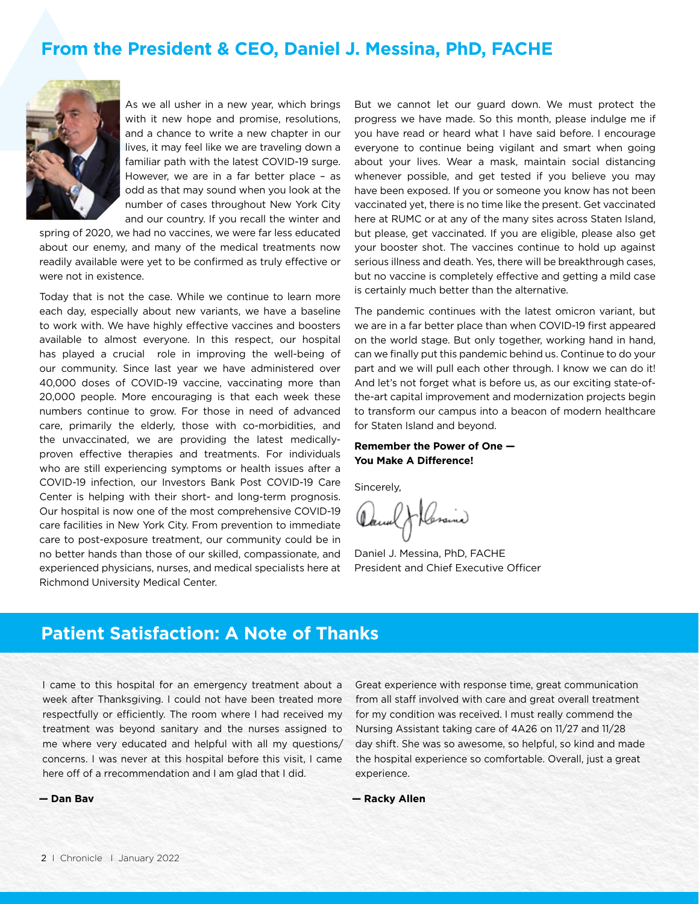## From the President & CEO, Daniel J. Messina, PhD, FACHE

As we all usher in a new year, which brings with it new hope and promise, resolutions, and a chance to write a new chapter in our lives, it may feel like we are traveling down a familiar path with the latest COVID-19 surge. However, we are in a far better place – as odd as that may sound when you look at the number of cases throughout New York City and our country. If you recall the winter and spring of 2020, we had no vaccines, we were far less educated about our enemy, and many of the medical treatments now readily available were yet to be confirmed as truly effective or were not in existence.

Today that is not the case. While we continue to learn more each day, especially about new variants, we have a baseline to work with. We have highly effective vaccines and boosters available to almost everyone. In this respect, our hospital has played a crucial role in improving the well-being of our community. Since last year we have administered over 40,000 doses of COVID-19 vaccine, vaccinating more than 20,000 people. More encouraging is that each week these numbers continue to grow. For those in need of advanced care, primarily the elderly, those with co-morbidities, and the unvaccinated, we are providing the latest medically-proven effective therapies and treatments. For individuals who are still experiencing symptoms or health issues after a COVID-19 infection, our Investors Bank Post COVID-19 Care Center is helping with their short- and long-term prognosis. Our hospital is now one of the most comprehensive COVID-19 care facilities in New York City. From prevention to immediate care to post-exposure treatment, our community could be in no better hands than those of our skilled, compassionate, and experienced physicians, nurses, and medical specialists here at Richmond University Medical Center.

But we cannot let our guard down. We must protect the progress we have made. So this month, please indulge me if you have read or heard what I have said before. I encourage everyone to continue being vigilant and smart when going about your lives. Wear a mask, maintain social distancing whenever possible, and get tested if you believe you may have been exposed. If you or someone you know has not been vaccinated yet, there is no time like the present. Get vaccinated here at RUMC or at any of the many sites across Staten Island, but please, get vaccinated. If you are eligible, please also get your booster shot. The vaccines continue to hold up against serious illness and death. Yes, there will be breakthrough cases, but no vaccine is completely effective and getting a mild case is certainly much better than the alternative.

The pandemic continues with the latest omicron variant, but we are in a far better place than when COVID-19 first appeared on the world stage. But only together, working hand in hand, can we finally put this pandemic behind us. Continue to do your part and we will pull each other through. I know we can do it! And let's not forget what is before us, as our exciting state-of-the-art capital improvement and modernization projects begin to transform our campus into a beacon of modern healthcare for Staten Island and beyond.

**Remember the Power of One — You Make A Difference!**

Sincerely,

Daniel J. Messina, PhD, FACHE
President and Chief Executive Officer

## Patient Satisfaction: A Note of Thanks

I came to this hospital for an emergency treatment about a week after Thanksgiving. I could not have been treated more respectfully or efficiently. The room where I had received my treatment was beyond sanitary and the nurses assigned to me where very educated and helpful with all my questions/concerns. I was never at this hospital before this visit, I came here off of a rrecommendation and I am glad that I did.

**— Dan Bav**

Great experience with response time, great communication from all staff involved with care and great overall treatment for my condition was received. I must really commend the Nursing Assistant taking care of 4A26 on 11/27 and 11/28 day shift. She was so awesome, so helpful, so kind and made the hospital experience so comfortable. Overall, just a great experience.

**— Racky Allen**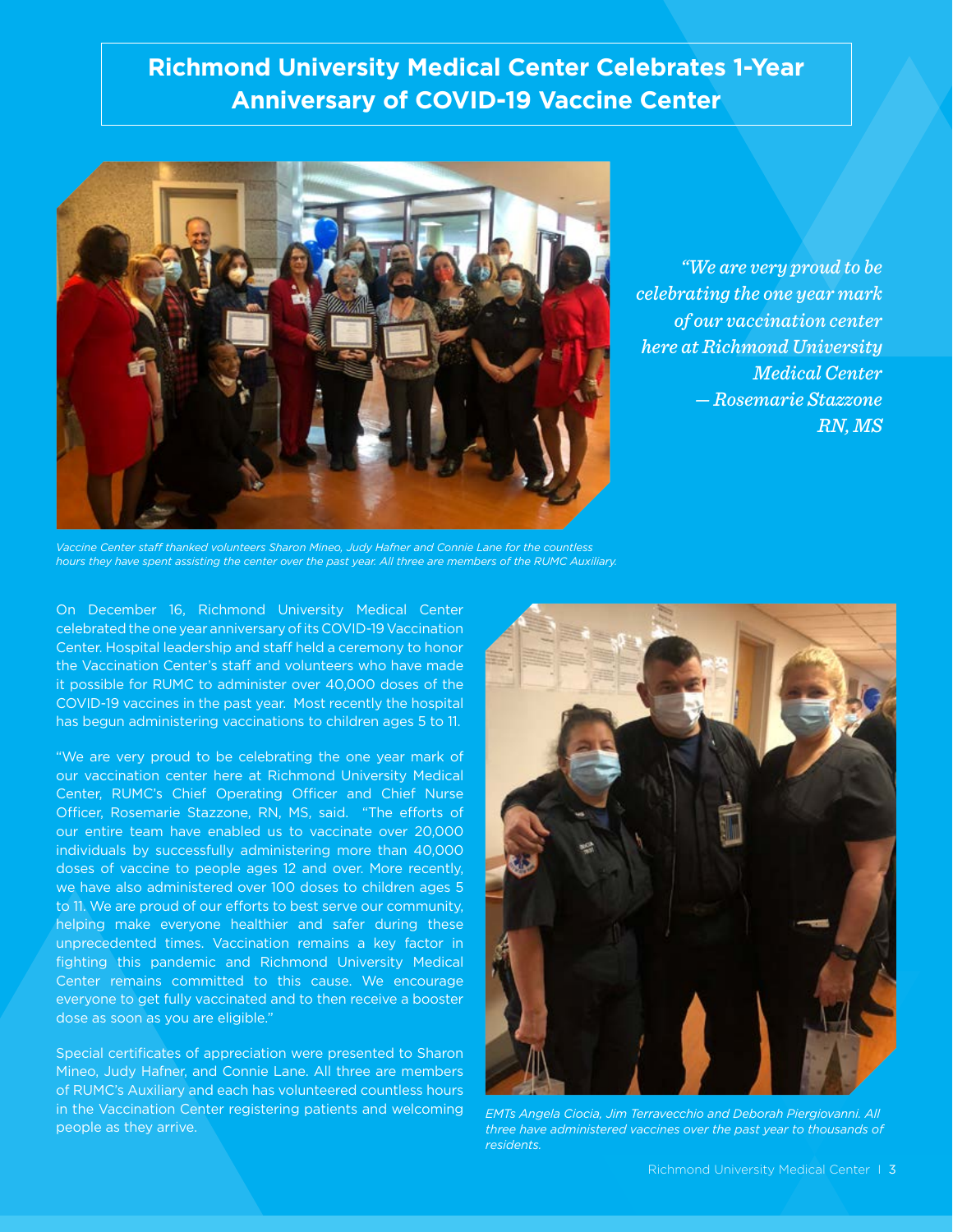# Richmond University Medical Center Celebrates 1-Year Anniversary of COVID-19 Vaccine Center

*"We are very proud to be celebrating the one year mark of our vaccination center here at Richmond University Medical Center — Rosemarie Stazzone RN, MS*

*Vaccine Center staff thanked volunteers Sharon Mineo, Judy Hafner and Connie Lane for the countless hours they have spent assisting the center over the past year. All three are members of the RUMC Auxiliary.*

On December 16, Richmond University Medical Center celebrated the one year anniversary of its COVID-19 Vaccination Center. Hospital leadership and staff held a ceremony to honor the Vaccination Center's staff and volunteers who have made it possible for RUMC to administer over 40,000 doses of the COVID-19 vaccines in the past year. Most recently the hospital has begun administering vaccinations to children ages 5 to 11.

"We are very proud to be celebrating the one year mark of our vaccination center here at Richmond University Medical Center, RUMC's Chief Operating Officer and Chief Nurse Officer, Rosemarie Stazzone, RN, MS, said. "The efforts of our entire team have enabled us to vaccinate over 20,000 individuals by successfully administering more than 40,000 doses of vaccine to people ages 12 and over. More recently, we have also administered over 100 doses to children ages 5 to 11. We are proud of our efforts to best serve our community, helping make everyone healthier and safer during these unprecedented times. Vaccination remains a key factor in fighting this pandemic and Richmond University Medical Center remains committed to this cause. We encourage everyone to get fully vaccinated and to then receive a booster dose as soon as you are eligible."

Special certificates of appreciation were presented to Sharon Mineo, Judy Hafner, and Connie Lane. All three are members of RUMC's Auxiliary and each has volunteered countless hours in the Vaccination Center registering patients and welcoming people as they arrive.

*EMTs Angela Ciocia, Jim Terravecchio and Deborah Piergiovanni. All three have administered vaccines over the past year to thousands of residents.*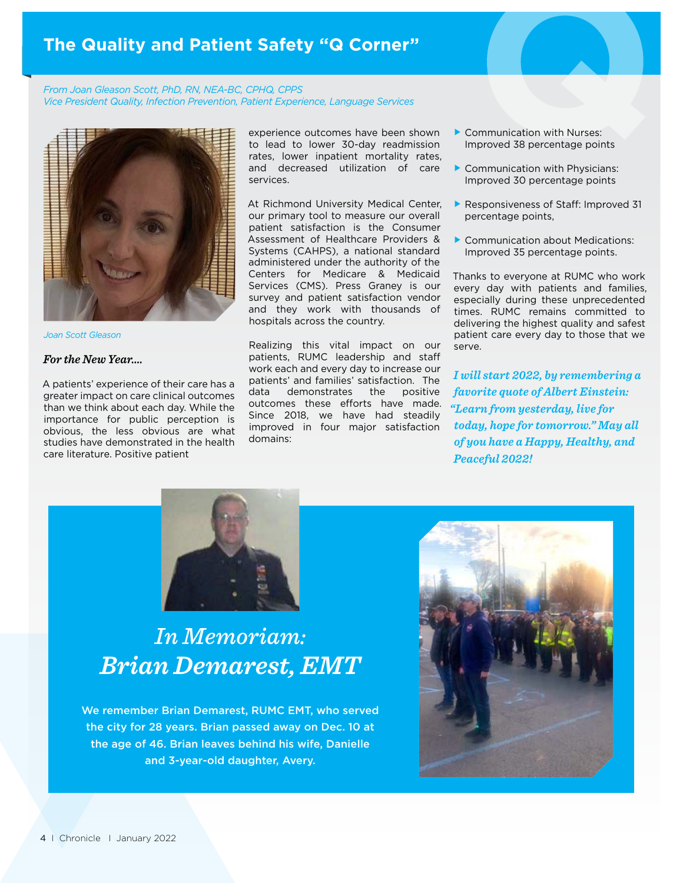# The Quality and Patient Safety "Q Corner"

*From Joan Gleason Scott, PhD, RN, NEA-BC, CPHQ, CPPS*
*Vice President Quality, Infection Prevention, Patient Experience, Language Services*

*Joan Scott Gleason*

***For the New Year....***

A patients' experience of their care has a greater impact on care clinical outcomes than we think about each day. While the importance for public perception is obvious, the less obvious are what studies have demonstrated in the health care literature. Positive patient experience outcomes have been shown to lead to lower 30-day readmission rates, lower inpatient mortality rates, and decreased utilization of care services.

At Richmond University Medical Center, our primary tool to measure our overall patient satisfaction is the Consumer Assessment of Healthcare Providers & Systems (CAHPS), a national standard administered under the authority of the Centers for Medicare & Medicaid Services (CMS). Press Graney is our survey and patient satisfaction vendor and they work with thousands of hospitals across the country.

Realizing this vital impact on our patients, RUMC leadership and staff work each and every day to increase our patients' and families' satisfaction. The data demonstrates the positive outcomes these efforts have made. Since 2018, we have had steadily improved in four major satisfaction domains:

- Communication with Nurses: Improved 38 percentage points
- Communication with Physicians: Improved 30 percentage points
- Responsiveness of Staff: Improved 31 percentage points,
- Communication about Medications: Improved 35 percentage points.

Thanks to everyone at RUMC who work every day with patients and families, especially during these unprecedented times. RUMC remains committed to delivering the highest quality and safest patient care every day to those that we serve.

***I will start 2022, by remembering a favorite quote of Albert Einstein: "Learn from yesterday, live for today, hope for tomorrow." May all of you have a Happy, Healthy, and Peaceful 2022!***

## *In Memoriam: Brian Demarest, EMT*

**We remember Brian Demarest, RUMC EMT, who served the city for 28 years. Brian passed away on Dec. 10 at the age of 46. Brian leaves behind his wife, Danielle and 3-year-old daughter, Avery.**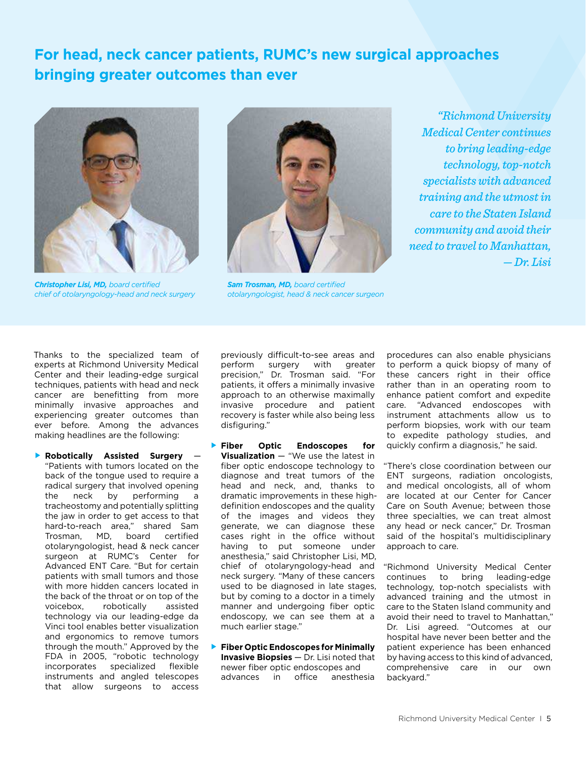# For head, neck cancer patients, RUMC's new surgical approaches bringing greater outcomes than ever

***Christopher Lisi, MD,*** *board certified chief of otolaryngology-head and neck surgery*

***Sam Trosman, MD,*** *board certified otolaryngologist, head & neck cancer surgeon*

> *"Richmond University Medical Center continues to bring leading-edge technology, top-notch specialists with advanced training and the utmost in care to the Staten Island community and avoid their need to travel to Manhattan, — Dr. Lisi*

Thanks to the specialized team of experts at Richmond University Medical Center and their leading-edge surgical techniques, patients with head and neck cancer are benefitting from more minimally invasive approaches and experiencing greater outcomes than ever before. Among the advances making headlines are the following:

- **Robotically Assisted Surgery** — "Patients with tumors located on the back of the tongue used to require a radical surgery that involved opening the neck by performing a tracheostomy and potentially splitting the jaw in order to get access to that hard-to-reach area," shared Sam Trosman, MD, board certified otolaryngologist, head & neck cancer surgeon at RUMC's Center for Advanced ENT Care. "But for certain patients with small tumors and those with more hidden cancers located in the back of the throat or on top of the voicebox, robotically assisted technology via our leading-edge da Vinci tool enables better visualization and ergonomics to remove tumors through the mouth." Approved by the FDA in 2005, "robotic technology incorporates specialized flexible instruments and angled telescopes that allow surgeons to access previously difficult-to-see areas and perform surgery with greater precision," Dr. Trosman said. "For patients, it offers a minimally invasive approach to an otherwise maximally invasive procedure and patient recovery is faster while also being less disfiguring."

- **Fiber Optic Endoscopes for Visualization** — "We use the latest in fiber optic endoscope technology to diagnose and treat tumors of the head and neck, and, thanks to dramatic improvements in these high-definition endoscopes and the quality of the images and videos they generate, we can diagnose these cases right in the office without having to put someone under anesthesia," said Christopher Lisi, MD, chief of otolaryngology-head and neck surgery. "Many of these cancers used to be diagnosed in late stages, but by coming to a doctor in a timely manner and undergoing fiber optic endoscopy, we can see them at a much earlier stage."

- **Fiber Optic Endoscopes for Minimally Invasive Biopsies** — Dr. Lisi noted that newer fiber optic endoscopes and advances in office anesthesia procedures can also enable physicians to perform a quick biopsy of many of these cancers right in their office rather than in an operating room to enhance patient comfort and expedite care. "Advanced endoscopes with instrument attachments allow us to perform biopsies, work with our team to expedite pathology studies, and quickly confirm a diagnosis," he said.

"There's close coordination between our ENT surgeons, radiation oncologists, and medical oncologists, all of whom are located at our Center for Cancer Care on South Avenue; between those three specialties, we can treat almost any head or neck cancer," Dr. Trosman said of the hospital's multidisciplinary approach to care.

"Richmond University Medical Center continues to bring leading-edge technology, top-notch specialists with advanced training and the utmost in care to the Staten Island community and avoid their need to travel to Manhattan," Dr. Lisi agreed. "Outcomes at our hospital have never been better and the patient experience has been enhanced by having access to this kind of advanced, comprehensive care in our own backyard."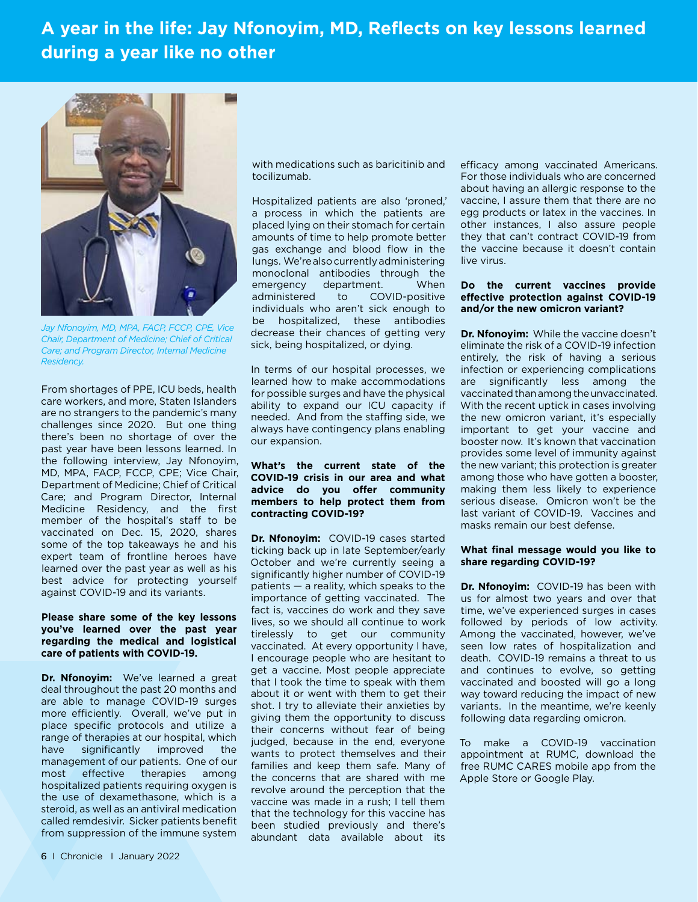# A year in the life: Jay Nfonoyim, MD, Reflects on key lessons learned during a year like no other

*Jay Nfonoyim, MD, MPA, FACP, FCCP, CPE, Vice Chair, Department of Medicine; Chief of Critical Care; and Program Director, Internal Medicine Residency.*

From shortages of PPE, ICU beds, health care workers, and more, Staten Islanders are no strangers to the pandemic's many challenges since 2020. But one thing there's been no shortage of over the past year have been lessons learned. In the following interview, Jay Nfonoyim, MD, MPA, FACP, FCCP, CPE; Vice Chair, Department of Medicine; Chief of Critical Care; and Program Director, Internal Medicine Residency, and the first member of the hospital's staff to be vaccinated on Dec. 15, 2020, shares some of the top takeaways he and his expert team of frontline heroes have learned over the past year as well as his best advice for protecting yourself against COVID-19 and its variants.

**Please share some of the key lessons you've learned over the past year regarding the medical and logistical care of patients with COVID-19.**

**Dr. Nfonoyim:** We've learned a great deal throughout the past 20 months and are able to manage COVID-19 surges more efficiently. Overall, we've put in place specific protocols and utilize a range of therapies at our hospital, which have significantly improved the management of our patients. One of our most effective therapies among hospitalized patients requiring oxygen is the use of dexamethasone, which is a steroid, as well as an antiviral medication called remdesivir. Sicker patients benefit from suppression of the immune system with medications such as baricitinib and tocilizumab.

Hospitalized patients are also 'proned,' a process in which the patients are placed lying on their stomach for certain amounts of time to help promote better gas exchange and blood flow in the lungs. We're also currently administering monoclonal antibodies through the emergency department. When administered to COVID-positive individuals who aren't sick enough to be hospitalized, these antibodies decrease their chances of getting very sick, being hospitalized, or dying.

In terms of our hospital processes, we learned how to make accommodations for possible surges and have the physical ability to expand our ICU capacity if needed. And from the staffing side, we always have contingency plans enabling our expansion.

**What's the current state of the COVID-19 crisis in our area and what advice do you offer community members to help protect them from contracting COVID-19?**

**Dr. Nfonoyim:** COVID-19 cases started ticking back up in late September/early October and we're currently seeing a significantly higher number of COVID-19 patients — a reality, which speaks to the importance of getting vaccinated. The fact is, vaccines do work and they save lives, so we should all continue to work tirelessly to get our community vaccinated. At every opportunity I have, I encourage people who are hesitant to get a vaccine. Most people appreciate that I took the time to speak with them about it or went with them to get their shot. I try to alleviate their anxieties by giving them the opportunity to discuss their concerns without fear of being judged, because in the end, everyone wants to protect themselves and their families and keep them safe. Many of the concerns that are shared with me revolve around the perception that the vaccine was made in a rush; I tell them that the technology for this vaccine has been studied previously and there's abundant data available about its efficacy among vaccinated Americans. For those individuals who are concerned about having an allergic response to the vaccine, I assure them that there are no egg products or latex in the vaccines. In other instances, I also assure people they that can't contract COVID-19 from the vaccine because it doesn't contain live virus.

**Do the current vaccines provide effective protection against COVID-19 and/or the new omicron variant?**

**Dr. Nfonoyim:** While the vaccine doesn't eliminate the risk of a COVID-19 infection entirely, the risk of having a serious infection or experiencing complications are significantly less among the vaccinated than among the unvaccinated. With the recent uptick in cases involving the new omicron variant, it's especially important to get your vaccine and booster now. It's known that vaccination provides some level of immunity against the new variant; this protection is greater among those who have gotten a booster, making them less likely to experience serious disease. Omicron won't be the last variant of COVID-19. Vaccines and masks remain our best defense.

**What final message would you like to share regarding COVID-19?**

**Dr. Nfonoyim:** COVID-19 has been with us for almost two years and over that time, we've experienced surges in cases followed by periods of low activity. Among the vaccinated, however, we've seen low rates of hospitalization and death. COVID-19 remains a threat to us and continues to evolve, so getting vaccinated and boosted will go a long way toward reducing the impact of new variants. In the meantime, we're keenly following data regarding omicron.

To make a COVID-19 vaccination appointment at RUMC, download the free RUMC CARES mobile app from the Apple Store or Google Play.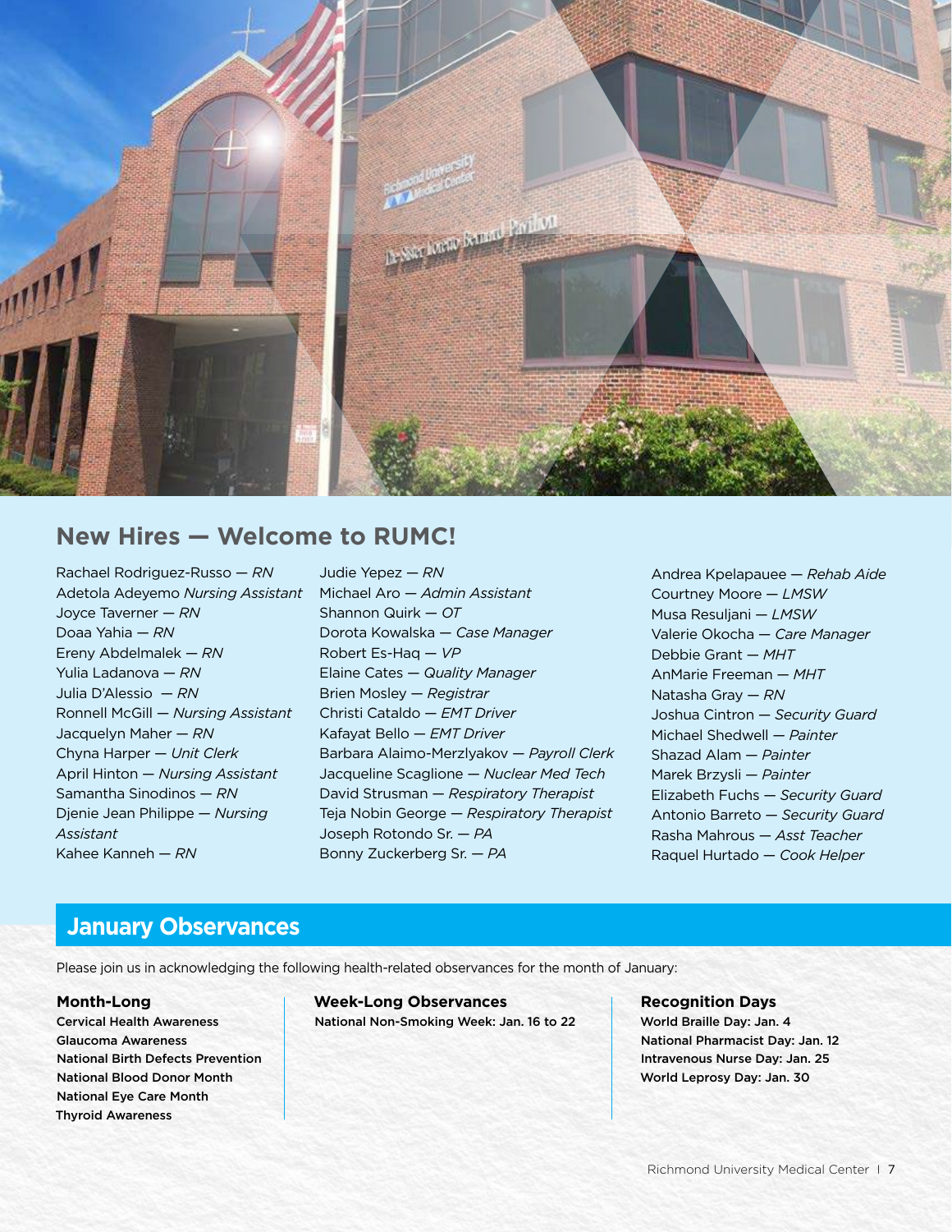## New Hires — Welcome to RUMC!

Rachael Rodriguez-Russo — *RN*
Adetola Adeyemo *Nursing Assistant*
Joyce Taverner — *RN*
Doaa Yahia — *RN*
Ereny Abdelmalek — *RN*
Yulia Ladanova — *RN*
Julia D'Alessio — *RN*
Ronnell McGill — *Nursing Assistant*
Jacquelyn Maher — *RN*
Chyna Harper — *Unit Clerk*
April Hinton — *Nursing Assistant*
Samantha Sinodinos — *RN*
Djenie Jean Philippe — *Nursing Assistant*
Kahee Kanneh — *RN*
Judie Yepez — *RN*
Michael Aro — *Admin Assistant*
Shannon Quirk — *OT*
Dorota Kowalska — *Case Manager*
Robert Es-Haq — *VP*
Elaine Cates — *Quality Manager*
Brien Mosley — *Registrar*
Christi Cataldo — *EMT Driver*
Kafayat Bello — *EMT Driver*
Barbara Alaimo-Merzlyakov — *Payroll Clerk*
Jacqueline Scaglione — *Nuclear Med Tech*
David Strusman — *Respiratory Therapist*
Teja Nobin George — *Respiratory Therapist*
Joseph Rotondo Sr. — *PA*
Bonny Zuckerberg Sr. — *PA*
Andrea Kpelapauee — *Rehab Aide*
Courtney Moore — *LMSW*
Musa Resuljani — *LMSW*
Valerie Okocha — *Care Manager*
Debbie Grant — *MHT*
AnMarie Freeman — *MHT*
Natasha Gray — *RN*
Joshua Cintron — *Security Guard*
Michael Shedwell — *Painter*
Shazad Alam — *Painter*
Marek Brzysli — *Painter*
Elizabeth Fuchs — *Security Guard*
Antonio Barreto — *Security Guard*
Rasha Mahrous — *Asst Teacher*
Raquel Hurtado — *Cook Helper*

## January Observances

Please join us in acknowledging the following health-related observances for the month of January:

**Month-Long**

**Cervical Health Awareness**
**Glaucoma Awareness**
**National Birth Defects Prevention**
**National Blood Donor Month**
**National Eye Care Month**
**Thyroid Awareness**

**Week-Long Observances**

**National Non-Smoking Week: Jan. 16 to 22**

**Recognition Days**

**World Braille Day: Jan. 4**
**National Pharmacist Day: Jan. 12**
**Intravenous Nurse Day: Jan. 25**
**World Leprosy Day: Jan. 30**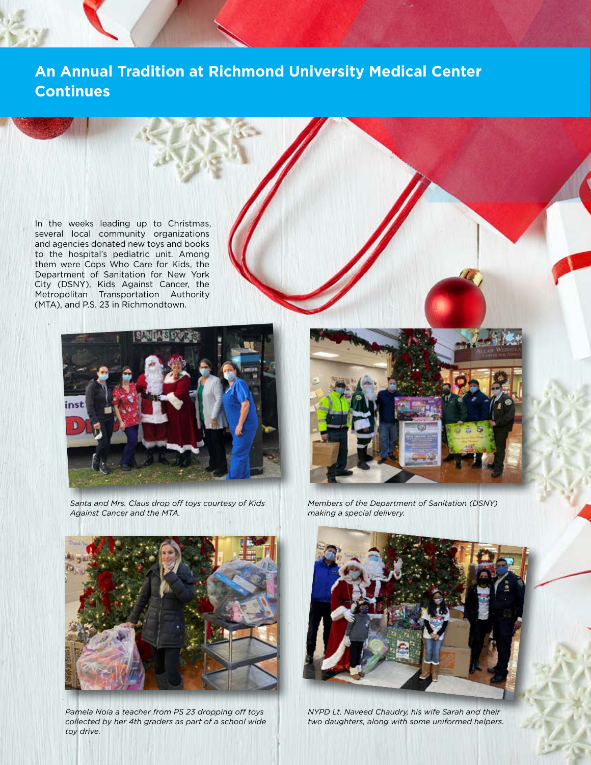## An Annual Tradition at Richmond University Medical Center Continues

In the weeks leading up to Christmas, several local community organizations and agencies donated new toys and books to the hospital's pediatric unit. Among them were Cops Who Care for Kids, the Department of Sanitation for New York City (DSNY), Kids Against Cancer, the Metropolitan Transportation Authority (MTA), and P.S. 23 in Richmondtown.

*Santa and Mrs. Claus drop off toys courtesy of Kids Against Cancer and the MTA.*

*Members of the Department of Sanitation (DSNY) making a special delivery.*

*Pamela Noia a teacher from PS 23 dropping off toys collected by her 4th graders as part of a school wide toy drive.*

*NYPD Lt. Naveed Chaudry, his wife Sarah and their two daughters, along with some uniformed helpers.*